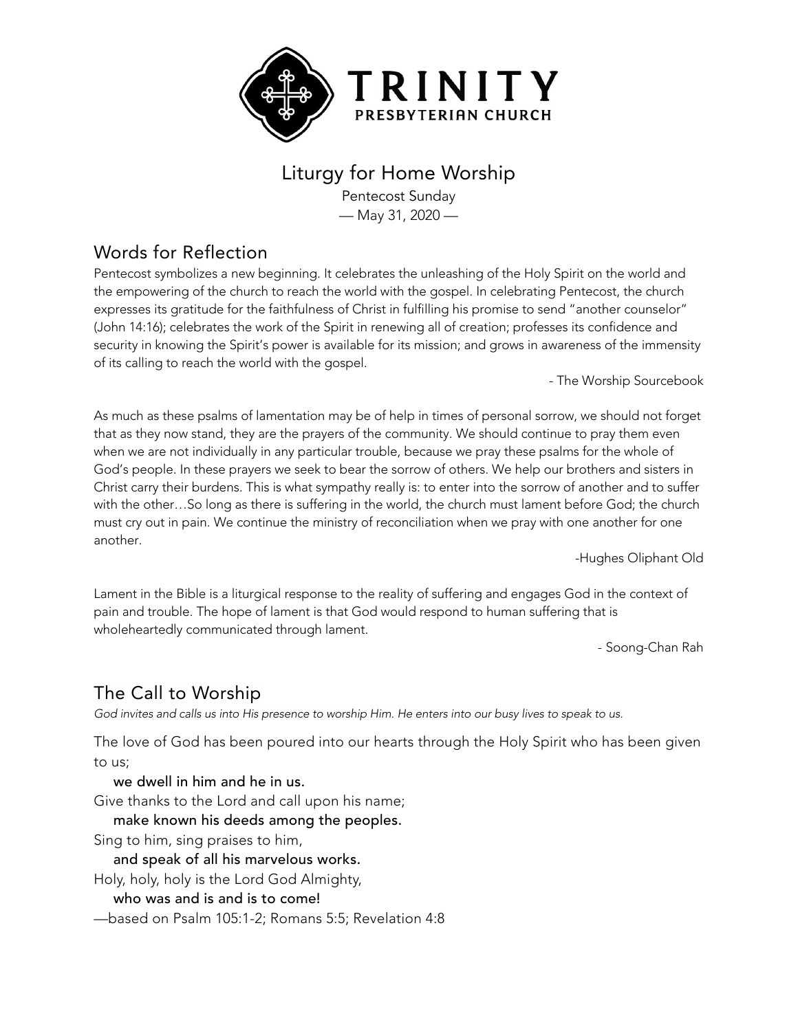# TRINITY
PRESBYTERIAN CHURCH

## Liturgy for Home Worship

Pentecost Sunday

— May 31, 2020 —

## Words for Reflection

Pentecost symbolizes a new beginning. It celebrates the unleashing of the Holy Spirit on the world and the empowering of the church to reach the world with the gospel. In celebrating Pentecost, the church expresses its gratitude for the faithfulness of Christ in fulfilling his promise to send "another counselor" (John 14:16); celebrates the work of the Spirit in renewing all of creation; professes its confidence and security in knowing the Spirit's power is available for its mission; and grows in awareness of the immensity of its calling to reach the world with the gospel.

- The Worship Sourcebook

As much as these psalms of lamentation may be of help in times of personal sorrow, we should not forget that as they now stand, they are the prayers of the community. We should continue to pray them even when we are not individually in any particular trouble, because we pray these psalms for the whole of God's people. In these prayers we seek to bear the sorrow of others. We help our brothers and sisters in Christ carry their burdens. This is what sympathy really is: to enter into the sorrow of another and to suffer with the other…So long as there is suffering in the world, the church must lament before God; the church must cry out in pain. We continue the ministry of reconciliation when we pray with one another for one another.

-Hughes Oliphant Old

Lament in the Bible is a liturgical response to the reality of suffering and engages God in the context of pain and trouble. The hope of lament is that God would respond to human suffering that is wholeheartedly communicated through lament.

- Soong-Chan Rah

## The Call to Worship

*God invites and calls us into His presence to worship Him. He enters into our busy lives to speak to us.*

The love of God has been poured into our hearts through the Holy Spirit who has been given to us;

**we dwell in him and he in us.**

Give thanks to the Lord and call upon his name;

**make known his deeds among the peoples.**

Sing to him, sing praises to him,

**and speak of all his marvelous works.**

Holy, holy, holy is the Lord God Almighty,

**who was and is and is to come!**

—based on Psalm 105:1-2; Romans 5:5; Revelation 4:8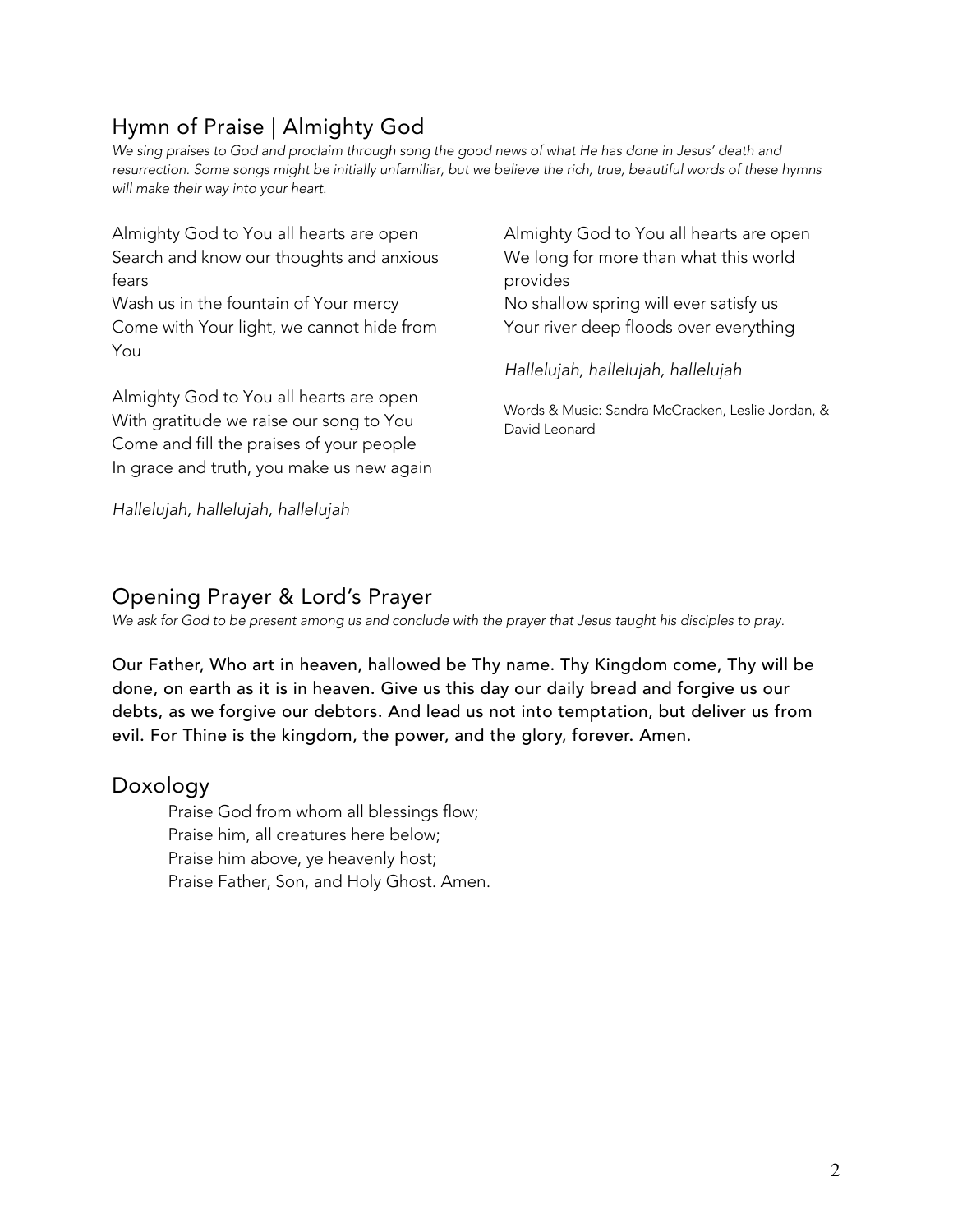## Hymn of Praise | Almighty God

*We sing praises to God and proclaim through song the good news of what He has done in Jesus' death and resurrection. Some songs might be initially unfamiliar, but we believe the rich, true, beautiful words of these hymns will make their way into your heart.*

Almighty God to You all hearts are open
Search and know our thoughts and anxious fears
Wash us in the fountain of Your mercy
Come with Your light, we cannot hide from You

Almighty God to You all hearts are open
With gratitude we raise our song to You
Come and fill the praises of your people
In grace and truth, you make us new again

*Hallelujah, hallelujah, hallelujah*

Almighty God to You all hearts are open
We long for more than what this world provides
No shallow spring will ever satisfy us
Your river deep floods over everything

*Hallelujah, hallelujah, hallelujah*

Words & Music: Sandra McCracken, Leslie Jordan, & David Leonard

## Opening Prayer & Lord's Prayer

*We ask for God to be present among us and conclude with the prayer that Jesus taught his disciples to pray.*

**Our Father, Who art in heaven, hallowed be Thy name. Thy Kingdom come, Thy will be done, on earth as it is in heaven. Give us this day our daily bread and forgive us our debts, as we forgive our debtors. And lead us not into temptation, but deliver us from evil. For Thine is the kingdom, the power, and the glory, forever. Amen.**

## Doxology

Praise God from whom all blessings flow;
Praise him, all creatures here below;
Praise him above, ye heavenly host;
Praise Father, Son, and Holy Ghost. Amen.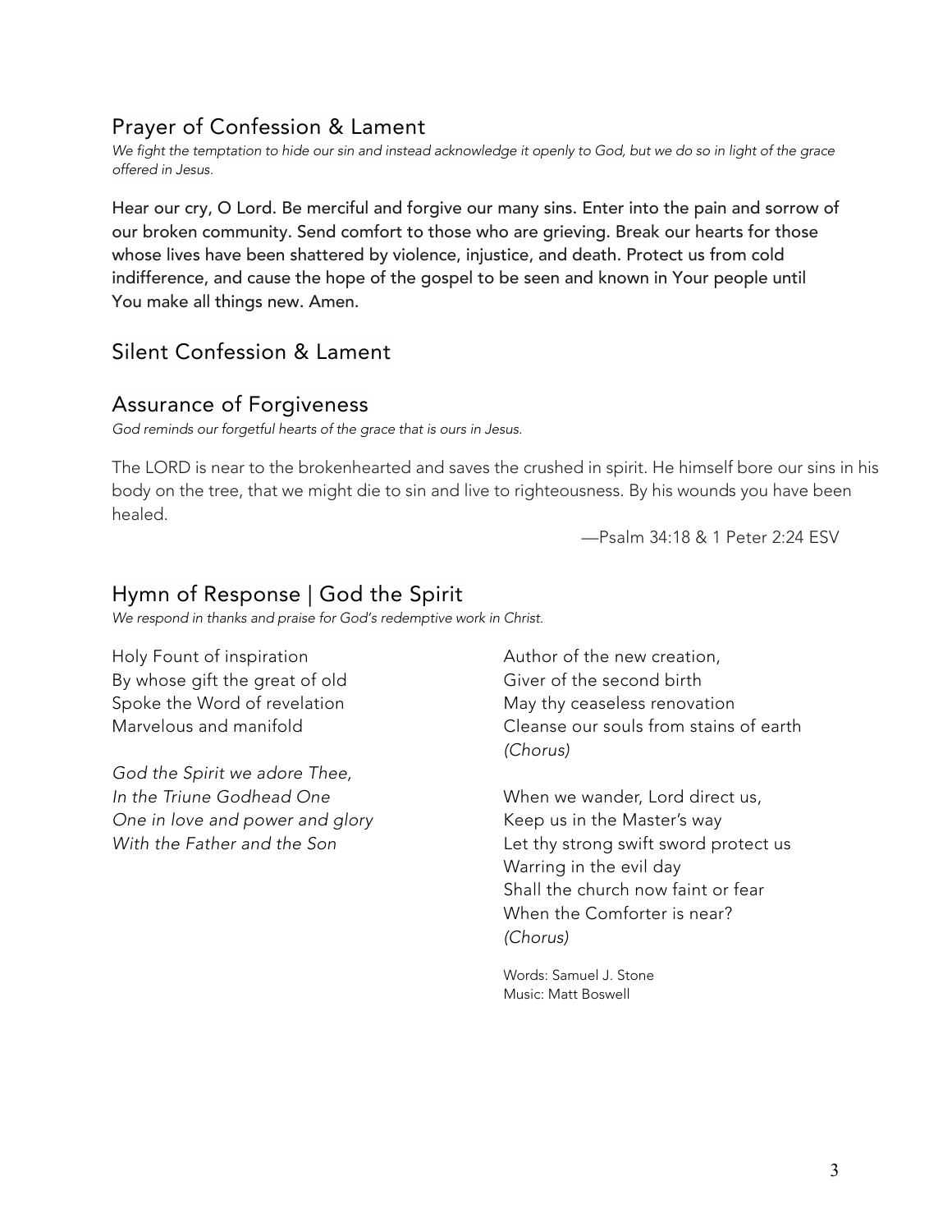## Prayer of Confession & Lament

*We fight the temptation to hide our sin and instead acknowledge it openly to God, but we do so in light of the grace offered in Jesus.*

**Hear our cry, O Lord. Be merciful and forgive our many sins. Enter into the pain and sorrow of our broken community. Send comfort to those who are grieving. Break our hearts for those whose lives have been shattered by violence, injustice, and death. Protect us from cold indifference, and cause the hope of the gospel to be seen and known in Your people until You make all things new. Amen.**

## Silent Confession & Lament

## Assurance of Forgiveness

*God reminds our forgetful hearts of the grace that is ours in Jesus.*

The LORD is near to the brokenhearted and saves the crushed in spirit. He himself bore our sins in his body on the tree, that we might die to sin and live to righteousness. By his wounds you have been healed.

—Psalm 34:18 & 1 Peter 2:24 ESV

## Hymn of Response | God the Spirit

*We respond in thanks and praise for God's redemptive work in Christ.*

Holy Fount of inspiration
By whose gift the great of old
Spoke the Word of revelation
Marvelous and manifold

*God the Spirit we adore Thee,*
*In the Triune Godhead One*
*One in love and power and glory*
*With the Father and the Son*

Author of the new creation,
Giver of the second birth
May thy ceaseless renovation
Cleanse our souls from stains of earth
*(Chorus)*

When we wander, Lord direct us,
Keep us in the Master's way
Let thy strong swift sword protect us
Warring in the evil day
Shall the church now faint or fear
When the Comforter is near?
*(Chorus)*

Words: Samuel J. Stone
Music: Matt Boswell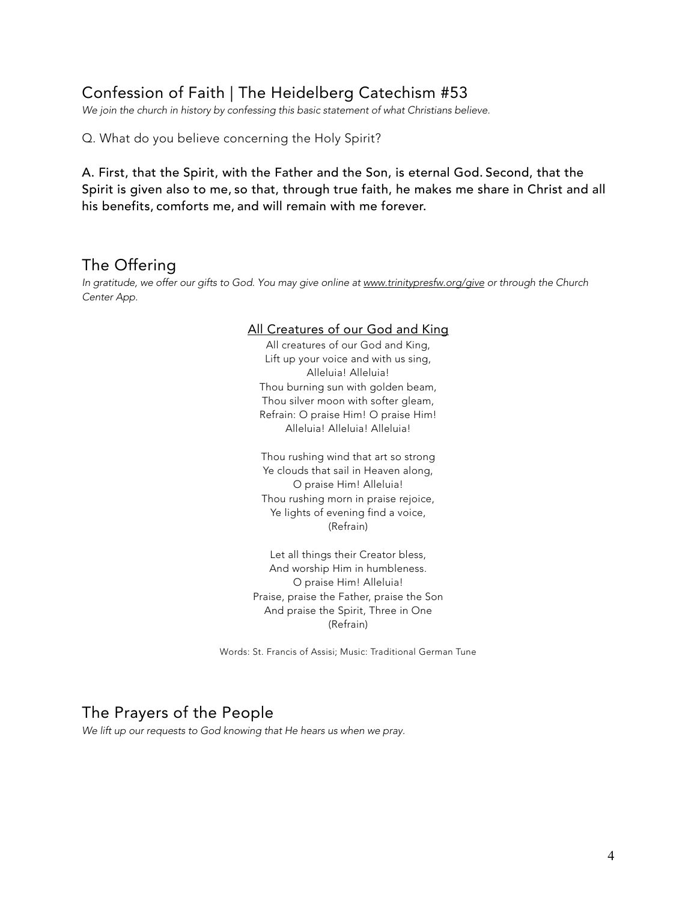## Confession of Faith | The Heidelberg Catechism #53

*We join the church in history by confessing this basic statement of what Christians believe.*

Q. What do you believe concerning the Holy Spirit?

**A. First, that the Spirit, with the Father and the Son, is eternal God. Second, that the Spirit is given also to me, so that, through true faith, he makes me share in Christ and all his benefits, comforts me, and will remain with me forever.**

## The Offering

*In gratitude, we offer our gifts to God. You may give online at www.trinitypresfw.org/give or through the Church Center App.*

<u>All Creatures of our God and King</u>

All creatures of our God and King,  
Lift up your voice and with us sing,  
Alleluia! Alleluia!  
Thou burning sun with golden beam,  
Thou silver moon with softer gleam,  
Refrain: O praise Him! O praise Him!  
Alleluia! Alleluia! Alleluia!

Thou rushing wind that art so strong  
Ye clouds that sail in Heaven along,  
O praise Him! Alleluia!  
Thou rushing morn in praise rejoice,  
Ye lights of evening find a voice,  
(Refrain)

Let all things their Creator bless,  
And worship Him in humbleness.  
O praise Him! Alleluia!  
Praise, praise the Father, praise the Son  
And praise the Spirit, Three in One  
(Refrain)

Words: St. Francis of Assisi; Music: Traditional German Tune

## The Prayers of the People

*We lift up our requests to God knowing that He hears us when we pray.*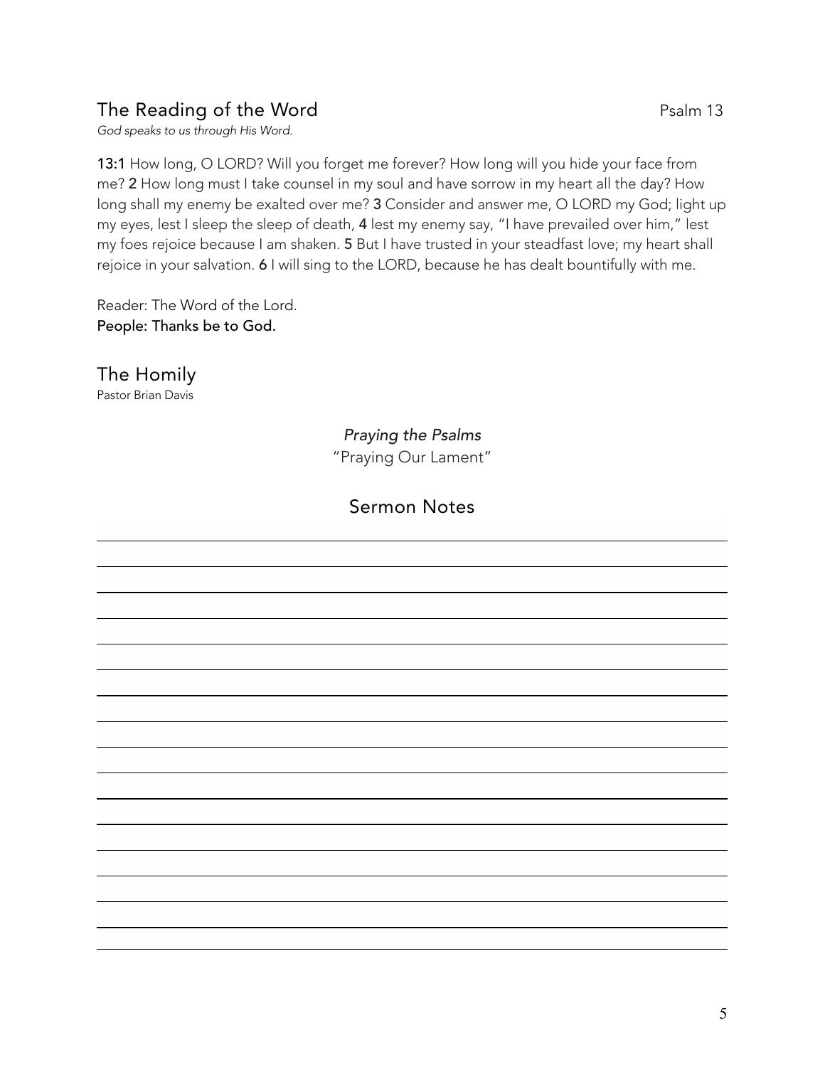## The Reading of the Word

Psalm 13

*God speaks to us through His Word.*

**13:1** How long, O LORD? Will you forget me forever? How long will you hide your face from me? **2** How long must I take counsel in my soul and have sorrow in my heart all the day? How long shall my enemy be exalted over me? **3** Consider and answer me, O LORD my God; light up my eyes, lest I sleep the sleep of death, **4** lest my enemy say, "I have prevailed over him," lest my foes rejoice because I am shaken. **5** But I have trusted in your steadfast love; my heart shall rejoice in your salvation. **6** I will sing to the LORD, because he has dealt bountifully with me.

Reader: The Word of the Lord.
**People: Thanks be to God.**

## The Homily

Pastor Brian Davis

*Praying the Psalms*
"Praying Our Lament"

### Sermon Notes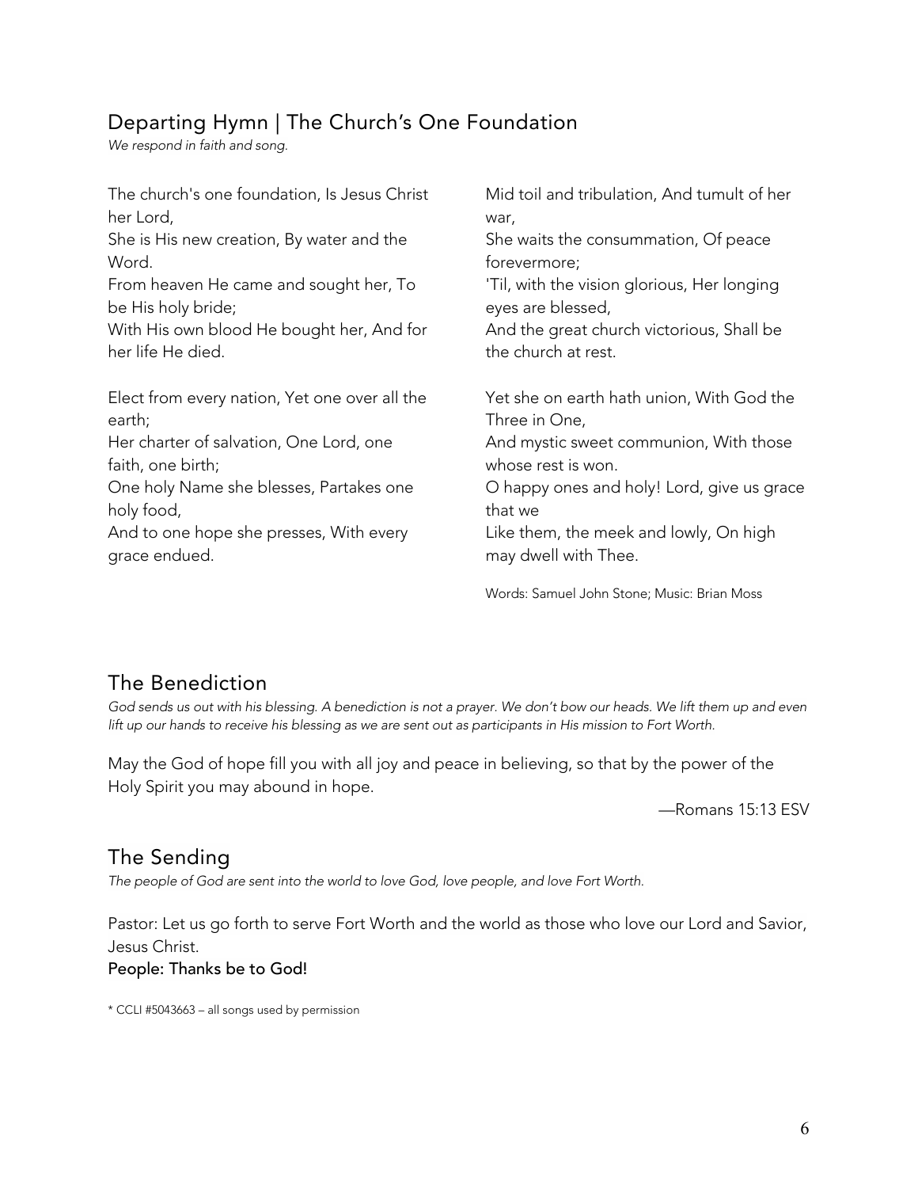## Departing Hymn | The Church's One Foundation

*We respond in faith and song.*

The church's one foundation, Is Jesus Christ her Lord,
She is His new creation, By water and the Word.
From heaven He came and sought her, To be His holy bride;
With His own blood He bought her, And for her life He died.

Elect from every nation, Yet one over all the earth;
Her charter of salvation, One Lord, one faith, one birth;
One holy Name she blesses, Partakes one holy food,
And to one hope she presses, With every grace endued.

Mid toil and tribulation, And tumult of her war,
She waits the consummation, Of peace forevermore;
'Til, with the vision glorious, Her longing eyes are blessed,
And the great church victorious, Shall be the church at rest.

Yet she on earth hath union, With God the Three in One,
And mystic sweet communion, With those whose rest is won.
O happy ones and holy! Lord, give us grace that we
Like them, the meek and lowly, On high may dwell with Thee.

Words: Samuel John Stone; Music: Brian Moss

## The Benediction

*God sends us out with his blessing. A benediction is not a prayer. We don't bow our heads. We lift them up and even lift up our hands to receive his blessing as we are sent out as participants in His mission to Fort Worth.*

May the God of hope fill you with all joy and peace in believing, so that by the power of the Holy Spirit you may abound in hope.

—Romans 15:13 ESV

## The Sending

*The people of God are sent into the world to love God, love people, and love Fort Worth.*

Pastor: Let us go forth to serve Fort Worth and the world as those who love our Lord and Savior, Jesus Christ.
**People: Thanks be to God!**

* CCLI #5043663 – all songs used by permission